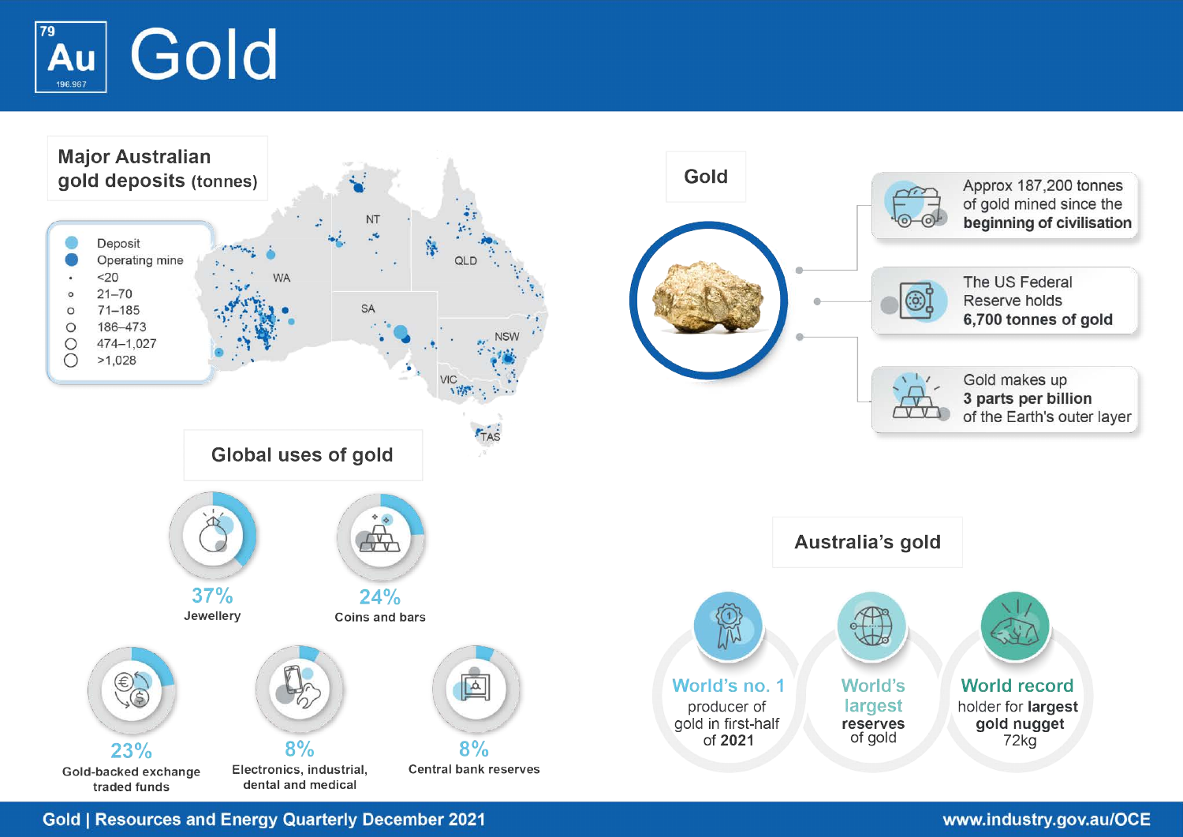# Gold

79 Au 196.967

## Major Australian gold deposits (tonnes)

- Deposit
- Operating mine
- <20
- 21–70
- 71–185
- 186–473
- 474–1,027
- >1,028

WA, NT, QLD, SA, NSW, VIC, TAS

## Gold

- Approx 187,200 tonnes of gold mined since the **beginning of civilisation**
- The US Federal Reserve holds **6,700 tonnes of gold**
- Gold makes up **3 parts per billion** of the Earth's outer layer

## Global uses of gold

- **37%** Jewellery
- **24%** Coins and bars
- **23%** Gold-backed exchange traded funds
- **8%** Electronics, industrial, dental and medical
- **8%** Central bank reserves

## Australia's gold

- **World's no. 1** producer of gold in first-half of 2021
- **World's largest reserves** of gold
- **World record** holder for **largest gold nugget** 72kg

Gold | Resources and Energy Quarterly December 2021

www.industry.gov.au/OCE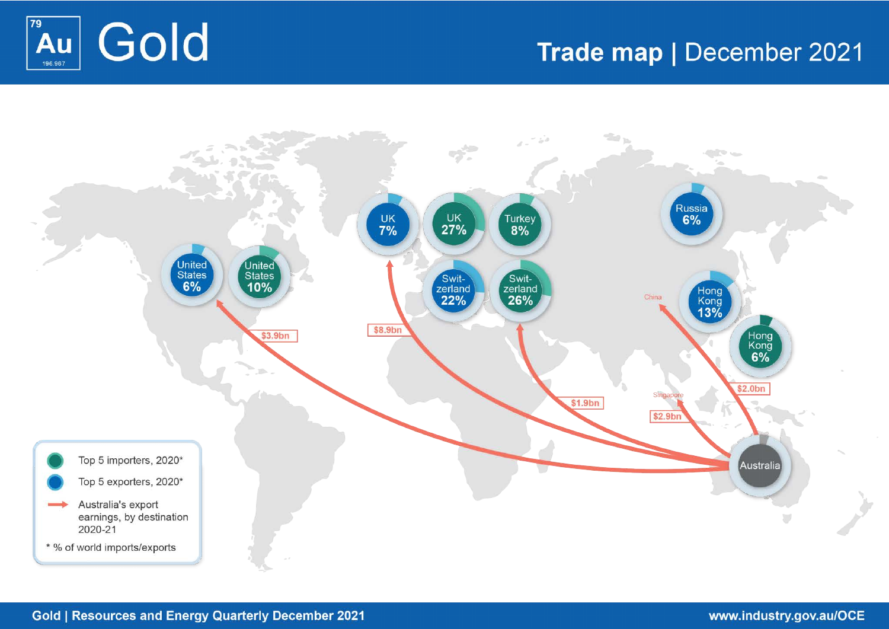# Gold

79
Au
196.967

## Trade map | December 2021

United States 6%

United States 10%

UK 7%

UK 27%

Turkey 8%

Swit-zerland 22%

Swit-zerland 26%

Russia 6%

Hong Kong 13%

Hong Kong 6%

China

Singapore

Australia

$3.9bn

$8.9bn

$1.9bn

$2.9bn

$2.0bn

- Top 5 importers, 2020*
- Top 5 exporters, 2020*
- Australia's export earnings, by destination 2020-21

* % of world imports/exports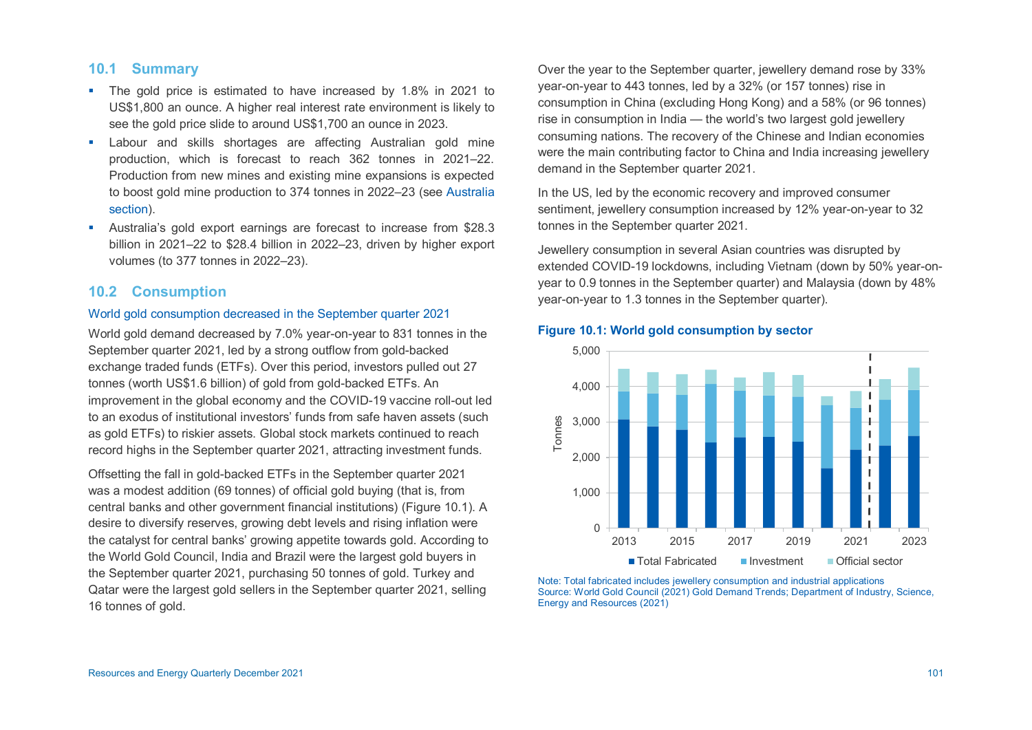## 10.1 Summary

- The gold price is estimated to have increased by 1.8% in 2021 to US$1,800 an ounce. A higher real interest rate environment is likely to see the gold price slide to around US$1,700 an ounce in 2023.
- Labour and skills shortages are affecting Australian gold mine production, which is forecast to reach 362 tonnes in 2021–22. Production from new mines and existing mine expansions is expected to boost gold mine production to 374 tonnes in 2022–23 (see Australia section).
- Australia's gold export earnings are forecast to increase from $28.3 billion in 2021–22 to $28.4 billion in 2022–23, driven by higher export volumes (to 377 tonnes in 2022–23).

## 10.2 Consumption

### World gold consumption decreased in the September quarter 2021

World gold demand decreased by 7.0% year-on-year to 831 tonnes in the September quarter 2021, led by a strong outflow from gold-backed exchange traded funds (ETFs). Over this period, investors pulled out 27 tonnes (worth US$1.6 billion) of gold from gold-backed ETFs. An improvement in the global economy and the COVID-19 vaccine roll-out led to an exodus of institutional investors' funds from safe haven assets (such as gold ETFs) to riskier assets. Global stock markets continued to reach record highs in the September quarter 2021, attracting investment funds.

Offsetting the fall in gold-backed ETFs in the September quarter 2021 was a modest addition (69 tonnes) of official gold buying (that is, from central banks and other government financial institutions) (Figure 10.1). A desire to diversify reserves, growing debt levels and rising inflation were the catalyst for central banks' growing appetite towards gold. According to the World Gold Council, India and Brazil were the largest gold buyers in the September quarter 2021, purchasing 50 tonnes of gold. Turkey and Qatar were the largest gold sellers in the September quarter 2021, selling 16 tonnes of gold.

Over the year to the September quarter, jewellery demand rose by 33% year-on-year to 443 tonnes, led by a 32% (or 157 tonnes) rise in consumption in China (excluding Hong Kong) and a 58% (or 96 tonnes) rise in consumption in India — the world's two largest gold jewellery consuming nations. The recovery of the Chinese and Indian economies were the main contributing factor to China and India increasing jewellery demand in the September quarter 2021.

In the US, led by the economic recovery and improved consumer sentiment, jewellery consumption increased by 12% year-on-year to 32 tonnes in the September quarter 2021.

Jewellery consumption in several Asian countries was disrupted by extended COVID-19 lockdowns, including Vietnam (down by 50% year-on-year to 0.9 tonnes in the September quarter) and Malaysia (down by 48% year-on-year to 1.3 tonnes in the September quarter).

**Figure 10.1: World gold consumption by sector**

Note: Total fabricated includes jewellery consumption and industrial applications
Source: World Gold Council (2021) Gold Demand Trends; Department of Industry, Science, Energy and Resources (2021)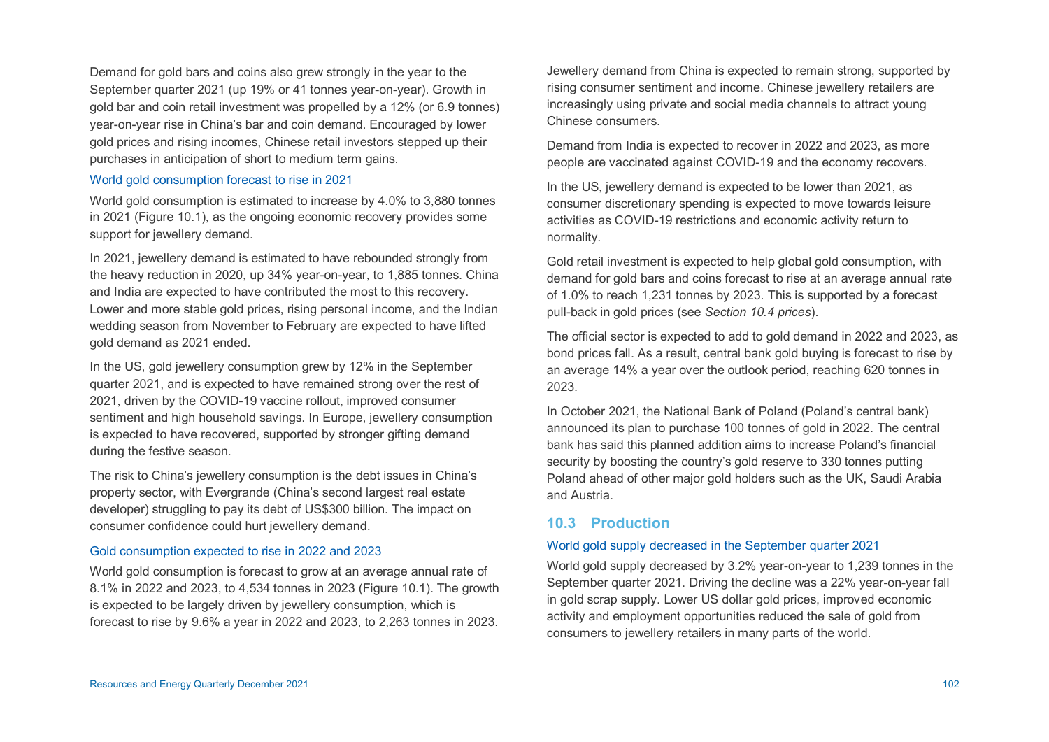Demand for gold bars and coins also grew strongly in the year to the September quarter 2021 (up 19% or 41 tonnes year-on-year). Growth in gold bar and coin retail investment was propelled by a 12% (or 6.9 tonnes) year-on-year rise in China's bar and coin demand. Encouraged by lower gold prices and rising incomes, Chinese retail investors stepped up their purchases in anticipation of short to medium term gains.

### World gold consumption forecast to rise in 2021

World gold consumption is estimated to increase by 4.0% to 3,880 tonnes in 2021 (Figure 10.1), as the ongoing economic recovery provides some support for jewellery demand.

In 2021, jewellery demand is estimated to have rebounded strongly from the heavy reduction in 2020, up 34% year-on-year, to 1,885 tonnes. China and India are expected to have contributed the most to this recovery. Lower and more stable gold prices, rising personal income, and the Indian wedding season from November to February are expected to have lifted gold demand as 2021 ended.

In the US, gold jewellery consumption grew by 12% in the September quarter 2021, and is expected to have remained strong over the rest of 2021, driven by the COVID-19 vaccine rollout, improved consumer sentiment and high household savings. In Europe, jewellery consumption is expected to have recovered, supported by stronger gifting demand during the festive season.

The risk to China's jewellery consumption is the debt issues in China's property sector, with Evergrande (China's second largest real estate developer) struggling to pay its debt of US$300 billion. The impact on consumer confidence could hurt jewellery demand.

### Gold consumption expected to rise in 2022 and 2023

World gold consumption is forecast to grow at an average annual rate of 8.1% in 2022 and 2023, to 4,534 tonnes in 2023 (Figure 10.1). The growth is expected to be largely driven by jewellery consumption, which is forecast to rise by 9.6% a year in 2022 and 2023, to 2,263 tonnes in 2023.

Jewellery demand from China is expected to remain strong, supported by rising consumer sentiment and income. Chinese jewellery retailers are increasingly using private and social media channels to attract young Chinese consumers.

Demand from India is expected to recover in 2022 and 2023, as more people are vaccinated against COVID-19 and the economy recovers.

In the US, jewellery demand is expected to be lower than 2021, as consumer discretionary spending is expected to move towards leisure activities as COVID-19 restrictions and economic activity return to normality.

Gold retail investment is expected to help global gold consumption, with demand for gold bars and coins forecast to rise at an average annual rate of 1.0% to reach 1,231 tonnes by 2023. This is supported by a forecast pull-back in gold prices (see *Section 10.4 prices*).

The official sector is expected to add to gold demand in 2022 and 2023, as bond prices fall. As a result, central bank gold buying is forecast to rise by an average 14% a year over the outlook period, reaching 620 tonnes in 2023.

In October 2021, the National Bank of Poland (Poland's central bank) announced its plan to purchase 100 tonnes of gold in 2022. The central bank has said this planned addition aims to increase Poland's financial security by boosting the country's gold reserve to 330 tonnes putting Poland ahead of other major gold holders such as the UK, Saudi Arabia and Austria.

## 10.3 Production

### World gold supply decreased in the September quarter 2021

World gold supply decreased by 3.2% year-on-year to 1,239 tonnes in the September quarter 2021. Driving the decline was a 22% year-on-year fall in gold scrap supply. Lower US dollar gold prices, improved economic activity and employment opportunities reduced the sale of gold from consumers to jewellery retailers in many parts of the world.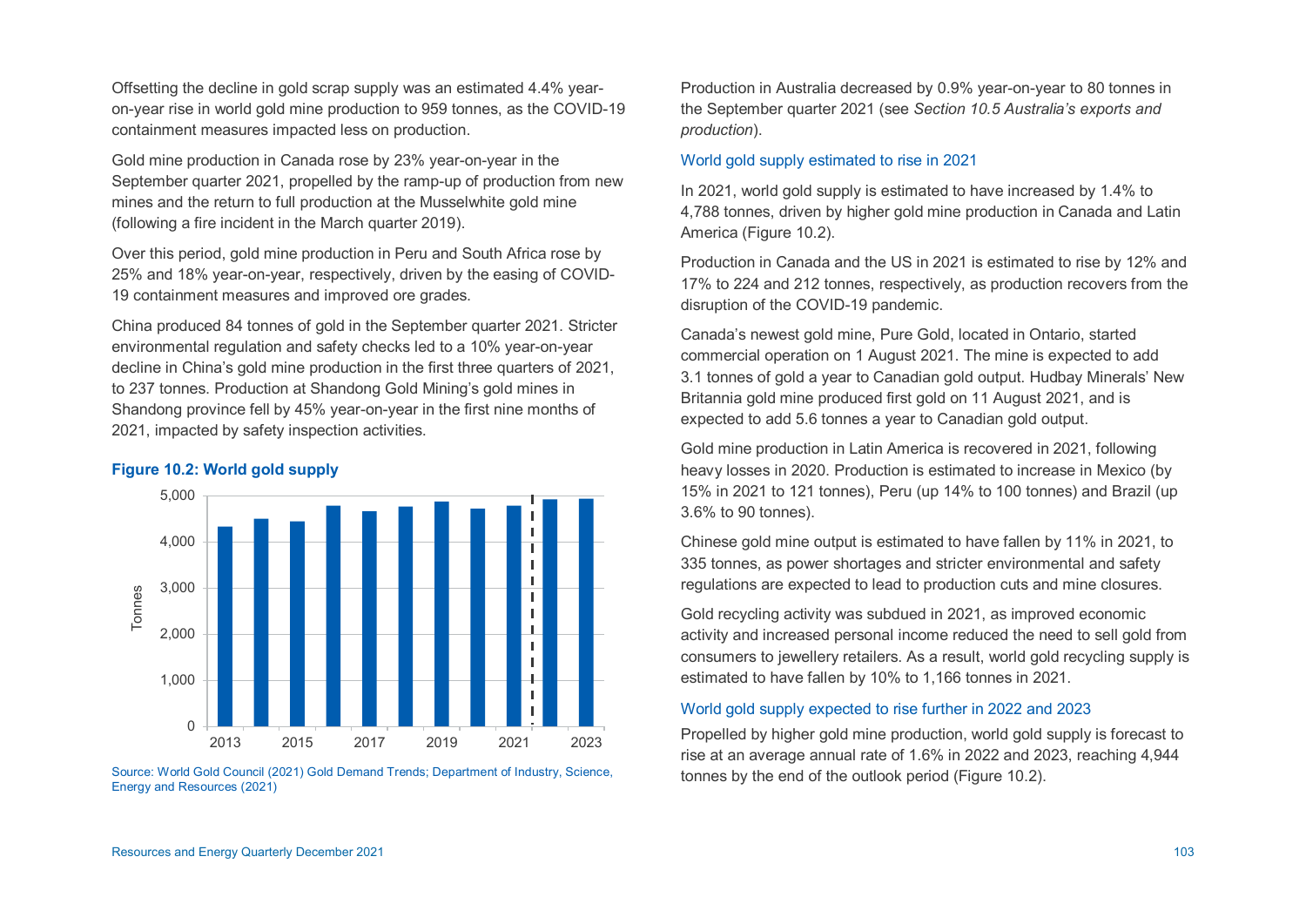Offsetting the decline in gold scrap supply was an estimated 4.4% year-on-year rise in world gold mine production to 959 tonnes, as the COVID-19 containment measures impacted less on production.

Gold mine production in Canada rose by 23% year-on-year in the September quarter 2021, propelled by the ramp-up of production from new mines and the return to full production at the Musselwhite gold mine (following a fire incident in the March quarter 2019).

Over this period, gold mine production in Peru and South Africa rose by 25% and 18% year-on-year, respectively, driven by the easing of COVID-19 containment measures and improved ore grades.

China produced 84 tonnes of gold in the September quarter 2021. Stricter environmental regulation and safety checks led to a 10% year-on-year decline in China's gold mine production in the first three quarters of 2021, to 237 tonnes. Production at Shandong Gold Mining's gold mines in Shandong province fell by 45% year-on-year in the first nine months of 2021, impacted by safety inspection activities.

**Figure 10.2: World gold supply**

Source: World Gold Council (2021) Gold Demand Trends; Department of Industry, Science, Energy and Resources (2021)

Production in Australia decreased by 0.9% year-on-year to 80 tonnes in the September quarter 2021 (see *Section 10.5 Australia's exports and production*).

### World gold supply estimated to rise in 2021

In 2021, world gold supply is estimated to have increased by 1.4% to 4,788 tonnes, driven by higher gold mine production in Canada and Latin America (Figure 10.2).

Production in Canada and the US in 2021 is estimated to rise by 12% and 17% to 224 and 212 tonnes, respectively, as production recovers from the disruption of the COVID-19 pandemic.

Canada's newest gold mine, Pure Gold, located in Ontario, started commercial operation on 1 August 2021. The mine is expected to add 3.1 tonnes of gold a year to Canadian gold output. Hudbay Minerals' New Britannia gold mine produced first gold on 11 August 2021, and is expected to add 5.6 tonnes a year to Canadian gold output.

Gold mine production in Latin America is recovered in 2021, following heavy losses in 2020. Production is estimated to increase in Mexico (by 15% in 2021 to 121 tonnes), Peru (up 14% to 100 tonnes) and Brazil (up 3.6% to 90 tonnes).

Chinese gold mine output is estimated to have fallen by 11% in 2021, to 335 tonnes, as power shortages and stricter environmental and safety regulations are expected to lead to production cuts and mine closures.

Gold recycling activity was subdued in 2021, as improved economic activity and increased personal income reduced the need to sell gold from consumers to jewellery retailers. As a result, world gold recycling supply is estimated to have fallen by 10% to 1,166 tonnes in 2021.

### World gold supply expected to rise further in 2022 and 2023

Propelled by higher gold mine production, world gold supply is forecast to rise at an average annual rate of 1.6% in 2022 and 2023, reaching 4,944 tonnes by the end of the outlook period (Figure 10.2).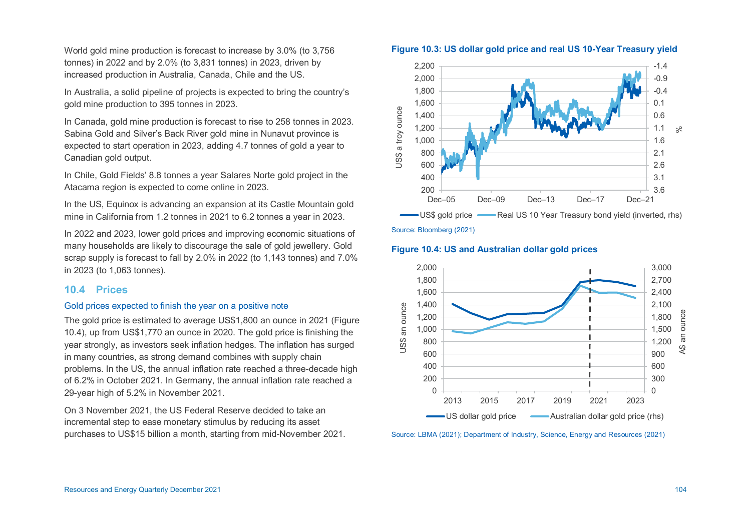World gold mine production is forecast to increase by 3.0% (to 3,756 tonnes) in 2022 and by 2.0% (to 3,831 tonnes) in 2023, driven by increased production in Australia, Canada, Chile and the US.

In Australia, a solid pipeline of projects is expected to bring the country's gold mine production to 395 tonnes in 2023.

In Canada, gold mine production is forecast to rise to 258 tonnes in 2023. Sabina Gold and Silver's Back River gold mine in Nunavut province is expected to start operation in 2023, adding 4.7 tonnes of gold a year to Canadian gold output.

In Chile, Gold Fields' 8.8 tonnes a year Salares Norte gold project in the Atacama region is expected to come online in 2023.

In the US, Equinox is advancing an expansion at its Castle Mountain gold mine in California from 1.2 tonnes in 2021 to 6.2 tonnes a year in 2023.

In 2022 and 2023, lower gold prices and improving economic situations of many households are likely to discourage the sale of gold jewellery. Gold scrap supply is forecast to fall by 2.0% in 2022 (to 1,143 tonnes) and 7.0% in 2023 (to 1,063 tonnes).

## 10.4 Prices

### Gold prices expected to finish the year on a positive note

The gold price is estimated to average US$1,800 an ounce in 2021 (Figure 10.4), up from US$1,770 an ounce in 2020. The gold price is finishing the year strongly, as investors seek inflation hedges. The inflation has surged in many countries, as strong demand combines with supply chain problems. In the US, the annual inflation rate reached a three-decade high of 6.2% in October 2021. In Germany, the annual inflation rate reached a 29-year high of 5.2% in November 2021.

On 3 November 2021, the US Federal Reserve decided to take an incremental step to ease monetary stimulus by reducing its asset purchases to US$15 billion a month, starting from mid-November 2021.

**Figure 10.3: US dollar gold price and real US 10-Year Treasury yield**

Source: Bloomberg (2021)

**Figure 10.4: US and Australian dollar gold prices**

Source: LBMA (2021); Department of Industry, Science, Energy and Resources (2021)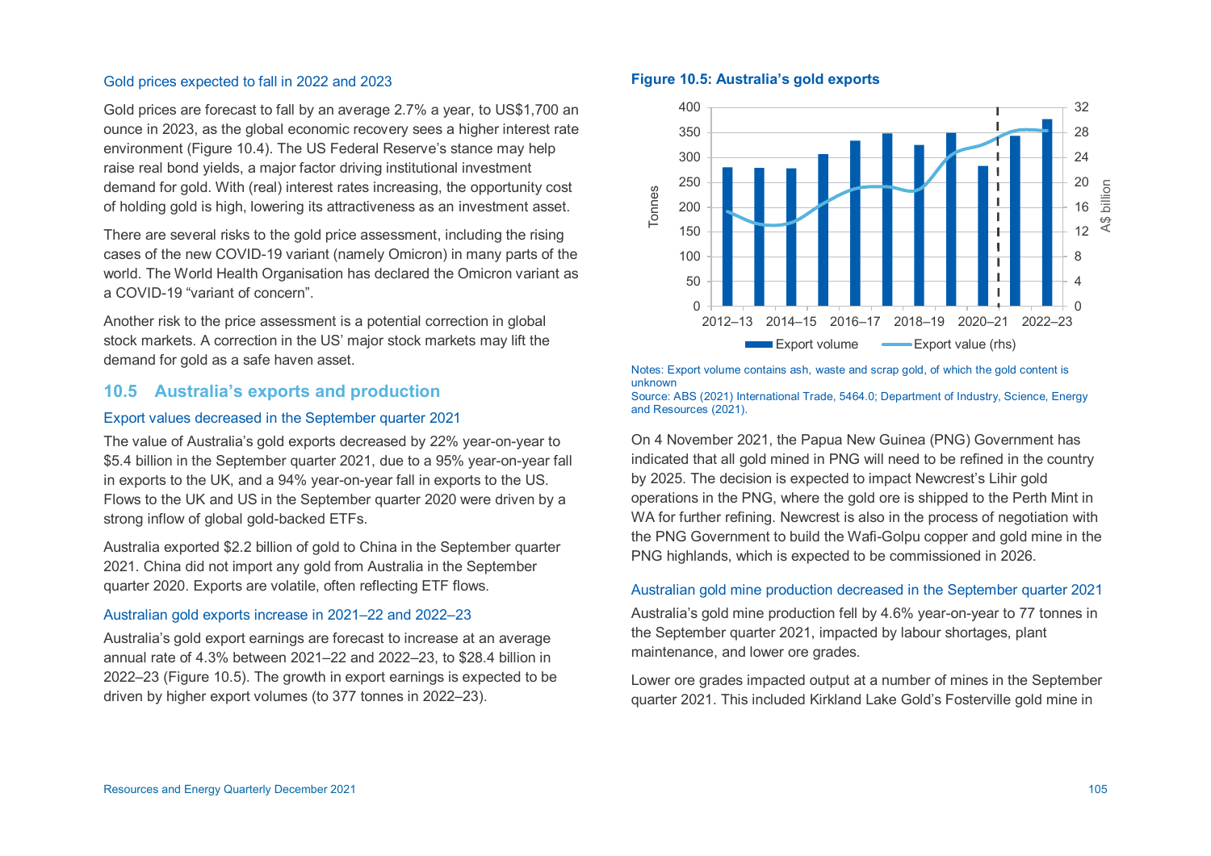### Gold prices expected to fall in 2022 and 2023

Gold prices are forecast to fall by an average 2.7% a year, to US$1,700 an ounce in 2023, as the global economic recovery sees a higher interest rate environment (Figure 10.4). The US Federal Reserve's stance may help raise real bond yields, a major factor driving institutional investment demand for gold. With (real) interest rates increasing, the opportunity cost of holding gold is high, lowering its attractiveness as an investment asset.

There are several risks to the gold price assessment, including the rising cases of the new COVID-19 variant (namely Omicron) in many parts of the world. The World Health Organisation has declared the Omicron variant as a COVID-19 "variant of concern".

Another risk to the price assessment is a potential correction in global stock markets. A correction in the US' major stock markets may lift the demand for gold as a safe haven asset.

## 10.5 Australia's exports and production

### Export values decreased in the September quarter 2021

The value of Australia's gold exports decreased by 22% year-on-year to $5.4 billion in the September quarter 2021, due to a 95% year-on-year fall in exports to the UK, and a 94% year-on-year fall in exports to the US. Flows to the UK and US in the September quarter 2020 were driven by a strong inflow of global gold-backed ETFs.

Australia exported $2.2 billion of gold to China in the September quarter 2021. China did not import any gold from Australia in the September quarter 2020. Exports are volatile, often reflecting ETF flows.

### Australian gold exports increase in 2021–22 and 2022–23

Australia's gold export earnings are forecast to increase at an average annual rate of 4.3% between 2021–22 and 2022–23, to $28.4 billion in 2022–23 (Figure 10.5). The growth in export earnings is expected to be driven by higher export volumes (to 377 tonnes in 2022–23).

**Figure 10.5: Australia's gold exports**

Notes: Export volume contains ash, waste and scrap gold, of which the gold content is unknown
Source: ABS (2021) International Trade, 5464.0; Department of Industry, Science, Energy and Resources (2021).

On 4 November 2021, the Papua New Guinea (PNG) Government has indicated that all gold mined in PNG will need to be refined in the country by 2025. The decision is expected to impact Newcrest's Lihir gold operations in the PNG, where the gold ore is shipped to the Perth Mint in WA for further refining. Newcrest is also in the process of negotiation with the PNG Government to build the Wafi-Golpu copper and gold mine in the PNG highlands, which is expected to be commissioned in 2026.

### Australian gold mine production decreased in the September quarter 2021

Australia's gold mine production fell by 4.6% year-on-year to 77 tonnes in the September quarter 2021, impacted by labour shortages, plant maintenance, and lower ore grades.

Lower ore grades impacted output at a number of mines in the September quarter 2021. This included Kirkland Lake Gold's Fosterville gold mine in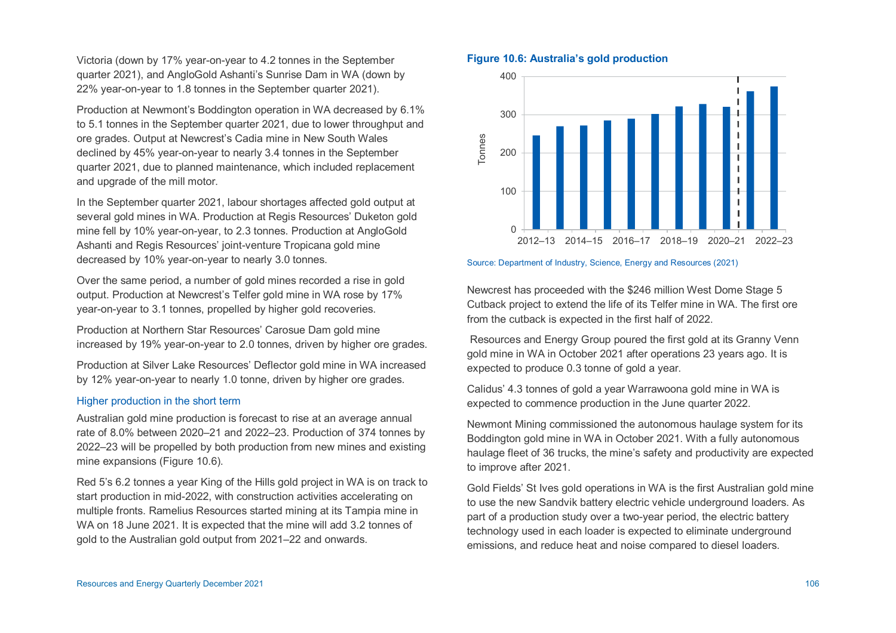Victoria (down by 17% year-on-year to 4.2 tonnes in the September quarter 2021), and AngloGold Ashanti's Sunrise Dam in WA (down by 22% year-on-year to 1.8 tonnes in the September quarter 2021).

Production at Newmont's Boddington operation in WA decreased by 6.1% to 5.1 tonnes in the September quarter 2021, due to lower throughput and ore grades. Output at Newcrest's Cadia mine in New South Wales declined by 45% year-on-year to nearly 3.4 tonnes in the September quarter 2021, due to planned maintenance, which included replacement and upgrade of the mill motor.

In the September quarter 2021, labour shortages affected gold output at several gold mines in WA. Production at Regis Resources' Duketon gold mine fell by 10% year-on-year, to 2.3 tonnes. Production at AngloGold Ashanti and Regis Resources' joint-venture Tropicana gold mine decreased by 10% year-on-year to nearly 3.0 tonnes.

Over the same period, a number of gold mines recorded a rise in gold output. Production at Newcrest's Telfer gold mine in WA rose by 17% year-on-year to 3.1 tonnes, propelled by higher gold recoveries.

Production at Northern Star Resources' Carosue Dam gold mine increased by 19% year-on-year to 2.0 tonnes, driven by higher ore grades.

Production at Silver Lake Resources' Deflector gold mine in WA increased by 12% year-on-year to nearly 1.0 tonne, driven by higher ore grades.

### Higher production in the short term

Australian gold mine production is forecast to rise at an average annual rate of 8.0% between 2020–21 and 2022–23. Production of 374 tonnes by 2022–23 will be propelled by both production from new mines and existing mine expansions (Figure 10.6).

Red 5's 6.2 tonnes a year King of the Hills gold project in WA is on track to start production in mid-2022, with construction activities accelerating on multiple fronts. Ramelius Resources started mining at its Tampia mine in WA on 18 June 2021. It is expected that the mine will add 3.2 tonnes of gold to the Australian gold output from 2021–22 and onwards.

**Figure 10.6: Australia's gold production**

Source: Department of Industry, Science, Energy and Resources (2021)

Newcrest has proceeded with the $246 million West Dome Stage 5 Cutback project to extend the life of its Telfer mine in WA. The first ore from the cutback is expected in the first half of 2022.

Resources and Energy Group poured the first gold at its Granny Venn gold mine in WA in October 2021 after operations 23 years ago. It is expected to produce 0.3 tonne of gold a year.

Calidus' 4.3 tonnes of gold a year Warrawoona gold mine in WA is expected to commence production in the June quarter 2022.

Newmont Mining commissioned the autonomous haulage system for its Boddington gold mine in WA in October 2021. With a fully autonomous haulage fleet of 36 trucks, the mine's safety and productivity are expected to improve after 2021.

Gold Fields' St Ives gold operations in WA is the first Australian gold mine to use the new Sandvik battery electric vehicle underground loaders. As part of a production study over a two-year period, the electric battery technology used in each loader is expected to eliminate underground emissions, and reduce heat and noise compared to diesel loaders.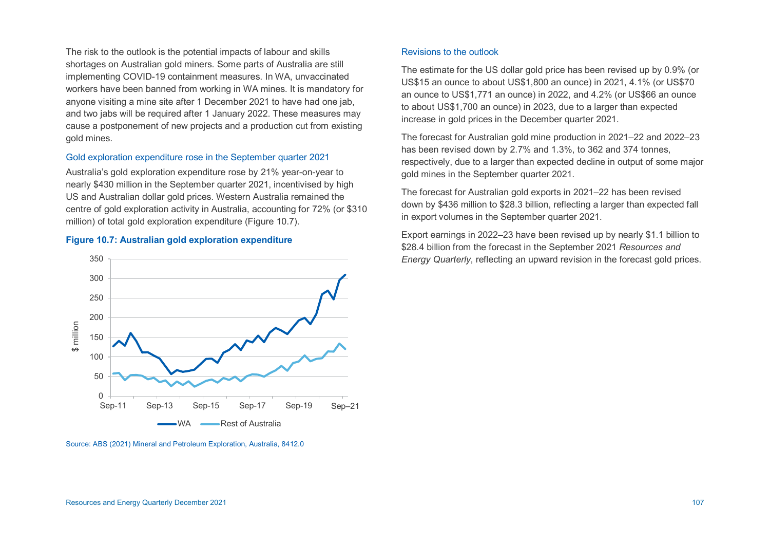The risk to the outlook is the potential impacts of labour and skills shortages on Australian gold miners. Some parts of Australia are still implementing COVID-19 containment measures. In WA, unvaccinated workers have been banned from working in WA mines. It is mandatory for anyone visiting a mine site after 1 December 2021 to have had one jab, and two jabs will be required after 1 January 2022. These measures may cause a postponement of new projects and a production cut from existing gold mines.

### Gold exploration expenditure rose in the September quarter 2021

Australia's gold exploration expenditure rose by 21% year-on-year to nearly $430 million in the September quarter 2021, incentivised by high US and Australian dollar gold prices. Western Australia remained the centre of gold exploration activity in Australia, accounting for 72% (or $310 million) of total gold exploration expenditure (Figure 10.7).

**Figure 10.7: Australian gold exploration expenditure**

Source: ABS (2021) Mineral and Petroleum Exploration, Australia, 8412.0

### Revisions to the outlook

The estimate for the US dollar gold price has been revised up by 0.9% (or US$15 an ounce to about US$1,800 an ounce) in 2021, 4.1% (or US$70 an ounce to US$1,771 an ounce) in 2022, and 4.2% (or US$66 an ounce to about US$1,700 an ounce) in 2023, due to a larger than expected increase in gold prices in the December quarter 2021.

The forecast for Australian gold mine production in 2021–22 and 2022–23 has been revised down by 2.7% and 1.3%, to 362 and 374 tonnes, respectively, due to a larger than expected decline in output of some major gold mines in the September quarter 2021.

The forecast for Australian gold exports in 2021–22 has been revised down by $436 million to $28.3 billion, reflecting a larger than expected fall in export volumes in the September quarter 2021.

Export earnings in 2022–23 have been revised up by nearly $1.1 billion to $28.4 billion from the forecast in the September 2021 *Resources and Energy Quarterly*, reflecting an upward revision in the forecast gold prices.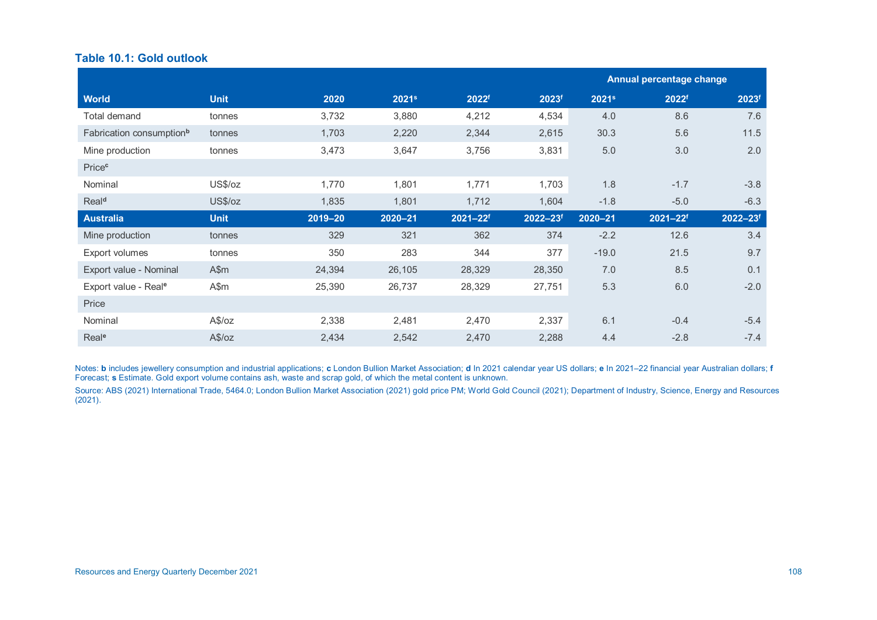### Table 10.1: Gold outlook

| | | | | | | Annual percentage change | | |
|---|---|---|---|---|---|---|---|---|
| **World** | **Unit** | **2020** | **2021s** | **2022f** | **2023f** | **2021s** | **2022f** | **2023f** |
| Total demand | tonnes | 3,732 | 3,880 | 4,212 | 4,534 | 4.0 | 8.6 | 7.6 |
| Fabrication consumption[b] | tonnes | 1,703 | 2,220 | 2,344 | 2,615 | 30.3 | 5.6 | 11.5 |
| Mine production | tonnes | 3,473 | 3,647 | 3,756 | 3,831 | 5.0 | 3.0 | 2.0 |
| Price[c] | | | | | | | | |
| Nominal | US$/oz | 1,770 | 1,801 | 1,771 | 1,703 | 1.8 | -1.7 | -3.8 |
| Real[d] | US$/oz | 1,835 | 1,801 | 1,712 | 1,604 | -1.8 | -5.0 | -6.3 |
| **Australia** | **Unit** | **2019–20** | **2020–21** | **2021–22f** | **2022–23f** | **2020–21** | **2021–22f** | **2022–23f** |
| Mine production | tonnes | 329 | 321 | 362 | 374 | -2.2 | 12.6 | 3.4 |
| Export volumes | tonnes | 350 | 283 | 344 | 377 | -19.0 | 21.5 | 9.7 |
| Export value - Nominal | A$m | 24,394 | 26,105 | 28,329 | 28,350 | 7.0 | 8.5 | 0.1 |
| Export value - Real[e] | A$m | 25,390 | 26,737 | 28,329 | 27,751 | 5.3 | 6.0 | -2.0 |
| Price | | | | | | | | |
| Nominal | A$/oz | 2,338 | 2,481 | 2,470 | 2,337 | 6.1 | -0.4 | -5.4 |
| Real[e] | A$/oz | 2,434 | 2,542 | 2,470 | 2,288 | 4.4 | -2.8 | -7.4 |

Notes: **b** includes jewellery consumption and industrial applications; **c** London Bullion Market Association; **d** In 2021 calendar year US dollars; **e** In 2021–22 financial year Australian dollars; **f** Forecast; **s** Estimate. Gold export volume contains ash, waste and scrap gold, of which the metal content is unknown.

Source: ABS (2021) International Trade, 5464.0; London Bullion Market Association (2021) gold price PM; World Gold Council (2021); Department of Industry, Science, Energy and Resources (2021).